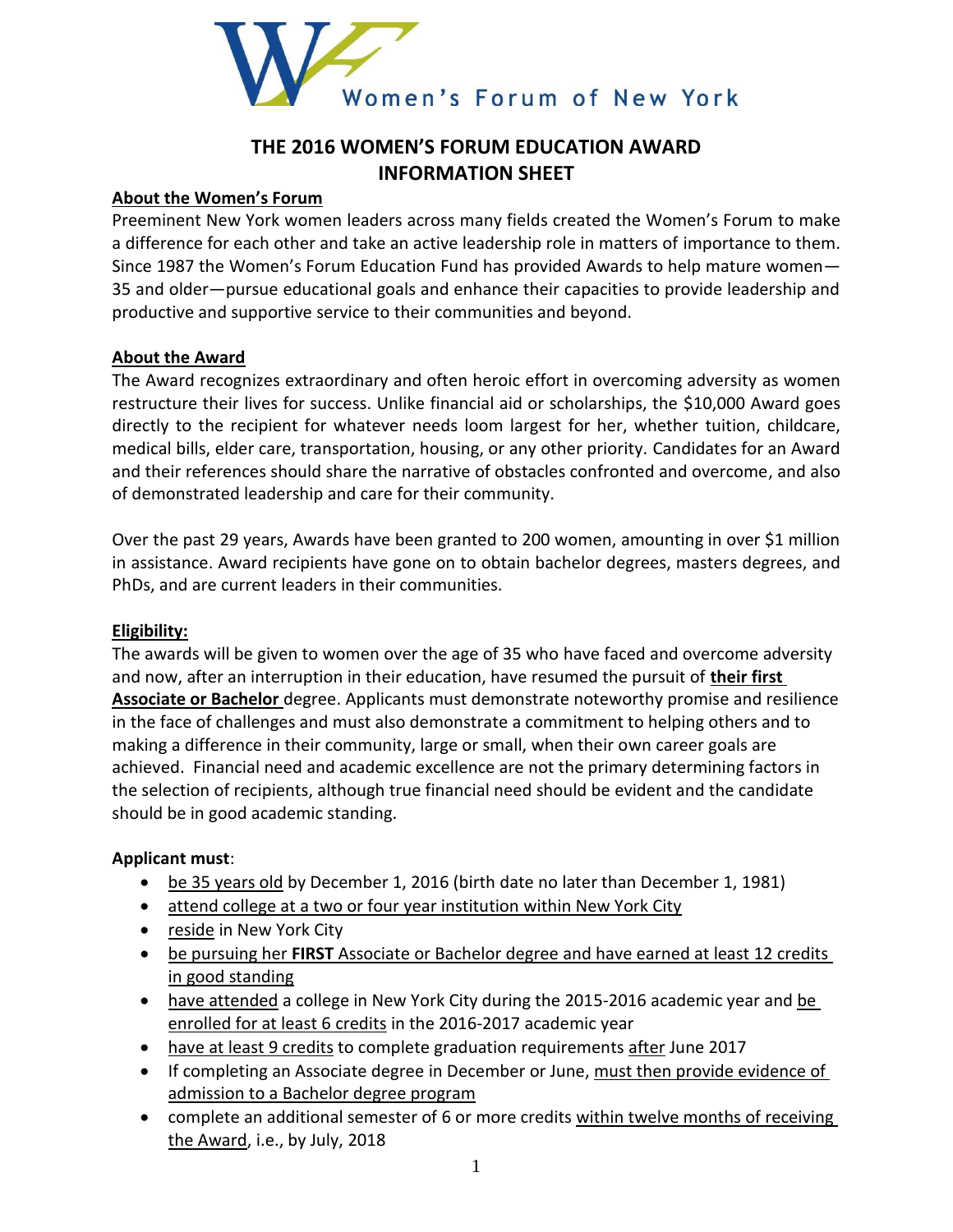Women's Forum of New York

# THE 2016 WOMEN'S FORUM EDUCATION AWARD INFORMATION SHEET

## About the Women's Forum

Preeminent New York women leaders across many fields created the Women's Forum to make a difference for each other and take an active leadership role in matters of importance to them. Since 1987 the Women's Forum Education Fund has provided Awards to help mature women—35 and older—pursue educational goals and enhance their capacities to provide leadership and productive and supportive service to their communities and beyond.

## About the Award

The Award recognizes extraordinary and often heroic effort in overcoming adversity as women restructure their lives for success. Unlike financial aid or scholarships, the $10,000 Award goes directly to the recipient for whatever needs loom largest for her, whether tuition, childcare, medical bills, elder care, transportation, housing, or any other priority. Candidates for an Award and their references should share the narrative of obstacles confronted and overcome, and also of demonstrated leadership and care for their community.

Over the past 29 years, Awards have been granted to 200 women, amounting in over $1 million in assistance. Award recipients have gone on to obtain bachelor degrees, masters degrees, and PhDs, and are current leaders in their communities.

## Eligibility:

The awards will be given to women over the age of 35 who have faced and overcome adversity and now, after an interruption in their education, have resumed the pursuit of **their first Associate or Bachelor** degree. Applicants must demonstrate noteworthy promise and resilience in the face of challenges and must also demonstrate a commitment to helping others and to making a difference in their community, large or small, when their own career goals are achieved. Financial need and academic excellence are not the primary determining factors in the selection of recipients, although true financial need should be evident and the candidate should be in good academic standing.

**Applicant must**:

- be 35 years old by December 1, 2016 (birth date no later than December 1, 1981)
- attend college at a two or four year institution within New York City
- reside in New York City
- be pursuing her **FIRST** Associate or Bachelor degree and have earned at least 12 credits in good standing
- have attended a college in New York City during the 2015-2016 academic year and be enrolled for at least 6 credits in the 2016-2017 academic year
- have at least 9 credits to complete graduation requirements after June 2017
- If completing an Associate degree in December or June, must then provide evidence of admission to a Bachelor degree program
- complete an additional semester of 6 or more credits within twelve months of receiving the Award, i.e., by July, 2018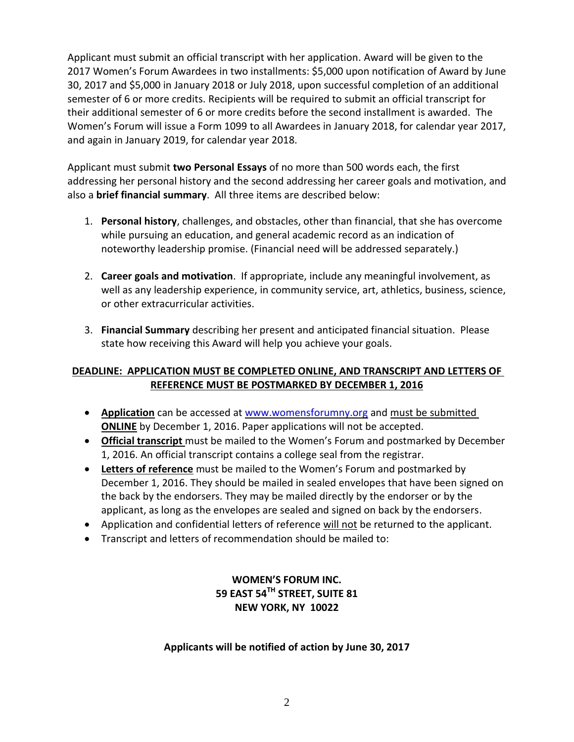Applicant must submit an official transcript with her application. Award will be given to the 2017 Women's Forum Awardees in two installments: $5,000 upon notification of Award by June 30, 2017 and $5,000 in January 2018 or July 2018, upon successful completion of an additional semester of 6 or more credits. Recipients will be required to submit an official transcript for their additional semester of 6 or more credits before the second installment is awarded. The Women's Forum will issue a Form 1099 to all Awardees in January 2018, for calendar year 2017, and again in January 2019, for calendar year 2018.

Applicant must submit **two Personal Essays** of no more than 500 words each, the first addressing her personal history and the second addressing her career goals and motivation, and also a **brief financial summary**. All three items are described below:

1. **Personal history**, challenges, and obstacles, other than financial, that she has overcome while pursuing an education, and general academic record as an indication of noteworthy leadership promise. (Financial need will be addressed separately.)

2. **Career goals and motivation**. If appropriate, include any meaningful involvement, as well as any leadership experience, in community service, art, athletics, business, science, or other extracurricular activities.

3. **Financial Summary** describing her present and anticipated financial situation. Please state how receiving this Award will help you achieve your goals.

**DEADLINE: APPLICATION MUST BE COMPLETED ONLINE, AND TRANSCRIPT AND LETTERS OF REFERENCE MUST BE POSTMARKED BY DECEMBER 1, 2016**

- **Application** can be accessed at www.womensforumny.org and must be submitted **ONLINE** by December 1, 2016. Paper applications will not be accepted.
- **Official transcript** must be mailed to the Women's Forum and postmarked by December 1, 2016. An official transcript contains a college seal from the registrar.
- **Letters of reference** must be mailed to the Women's Forum and postmarked by December 1, 2016. They should be mailed in sealed envelopes that have been signed on the back by the endorsers. They may be mailed directly by the endorser or by the applicant, as long as the envelopes are sealed and signed on back by the endorsers.
- Application and confidential letters of reference will not be returned to the applicant.
- Transcript and letters of recommendation should be mailed to:

**WOMEN'S FORUM INC.**
**59 EAST 54TH STREET, SUITE 81**
**NEW YORK, NY 10022**

**Applicants will be notified of action by June 30, 2017**